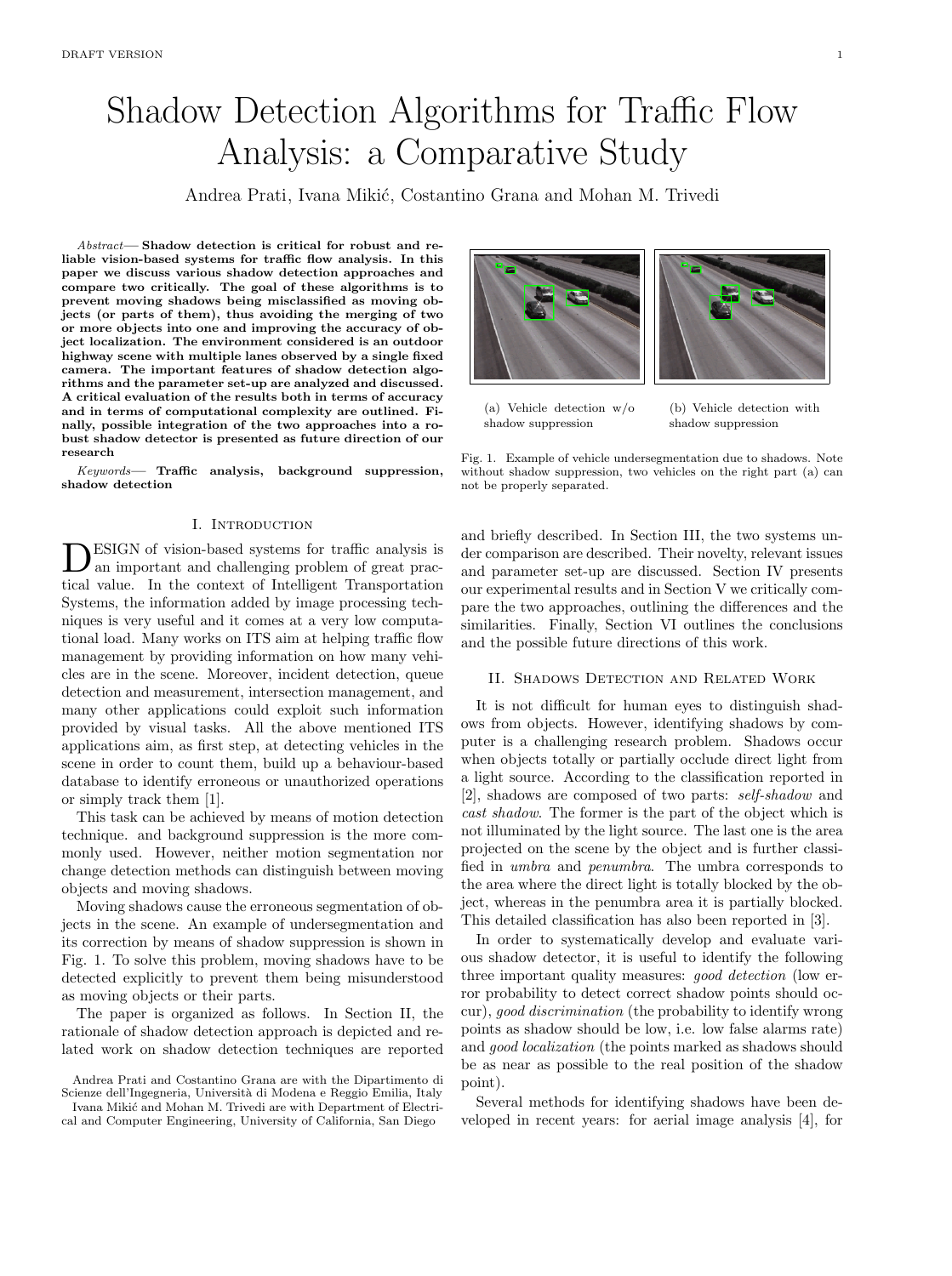# Shadow Detection Algorithms for Traffic Flow Analysis: a Comparative Study

Andrea Prati, Ivana Mikić, Costantino Grana and Mohan M. Trivedi

*Abstract*— **Shadow detection is critical for robust and reliable vision-based systems for traffic flow analysis. In this paper we discuss various shadow detection approaches and compare two critically. The goal of these algorithms is to prevent moving shadows being misclassified as moving objects (or parts of them), thus avoiding the merging of two or more objects into one and improving the accuracy of object localization. The environment considered is an outdoor highway scene with multiple lanes observed by a single fixed camera. The important features of shadow detection algorithms and the parameter set-up are analyzed and discussed. A critical evaluation of the results both in terms of accuracy and in terms of computational complexity are outlined. Finally, possible integration of the two approaches into a robust shadow detector is presented as future direction of our research**

*Keywords*— **Traffic analysis, background suppression, shadow detection**

(a) Vehicle detection w/o shadow suppression

(b) Vehicle detection with shadow suppression

Fig. 1. Example of vehicle undersegmentation due to shadows. Note without shadow suppression, two vehicles on the right part (a) can not be properly separated.

## I. Introduction

DESIGN of vision-based systems for traffic analysis is an important and challenging problem of great practical value. In the context of Intelligent Transportation Systems, the information added by image processing techniques is very useful and it comes at a very low computational load. Many works on ITS aim at helping traffic flow management by providing information on how many vehicles are in the scene. Moreover, incident detection, queue detection and measurement, intersection management, and many other applications could exploit such information provided by visual tasks. All the above mentioned ITS applications aim, as first step, at detecting vehicles in the scene in order to count them, build up a behaviour-based database to identify erroneous or unauthorized operations or simply track them [1].

This task can be achieved by means of motion detection technique. and background suppression is the more commonly used. However, neither motion segmentation nor change detection methods can distinguish between moving objects and moving shadows.

Moving shadows cause the erroneous segmentation of objects in the scene. An example of undersegmentation and its correction by means of shadow suppression is shown in Fig. 1. To solve this problem, moving shadows have to be detected explicitly to prevent them being misunderstood as moving objects or their parts.

The paper is organized as follows. In Section II, the rationale of shadow detection approach is depicted and related work on shadow detection techniques are reported and briefly described. In Section III, the two systems under comparison are described. Their novelty, relevant issues and parameter set-up are discussed. Section IV presents our experimental results and in Section V we critically compare the two approaches, outlining the differences and the similarities. Finally, Section VI outlines the conclusions and the possible future directions of this work.

Andrea Prati and Costantino Grana are with the Dipartimento di Scienze dell'Ingegneria, Università di Modena e Reggio Emilia, Italy

Ivana Mikić and Mohan M. Trivedi are with Department of Electrical and Computer Engineering, University of California, San Diego

## II. Shadows Detection and Related Work

It is not difficult for human eyes to distinguish shadows from objects. However, identifying shadows by computer is a challenging research problem. Shadows occur when objects totally or partially occlude direct light from a light source. According to the classification reported in [2], shadows are composed of two parts: *self-shadow* and *cast shadow*. The former is the part of the object which is not illuminated by the light source. The last one is the area projected on the scene by the object and is further classified in *umbra* and *penumbra*. The umbra corresponds to the area where the direct light is totally blocked by the object, whereas in the penumbra area it is partially blocked. This detailed classification has also been reported in [3].

In order to systematically develop and evaluate various shadow detector, it is useful to identify the following three important quality measures: *good detection* (low error probability to detect correct shadow points should occur), *good discrimination* (the probability to identify wrong points as shadow should be low, i.e. low false alarms rate) and *good localization* (the points marked as shadows should be as near as possible to the real position of the shadow point).

Several methods for identifying shadows have been developed in recent years: for aerial image analysis [4], for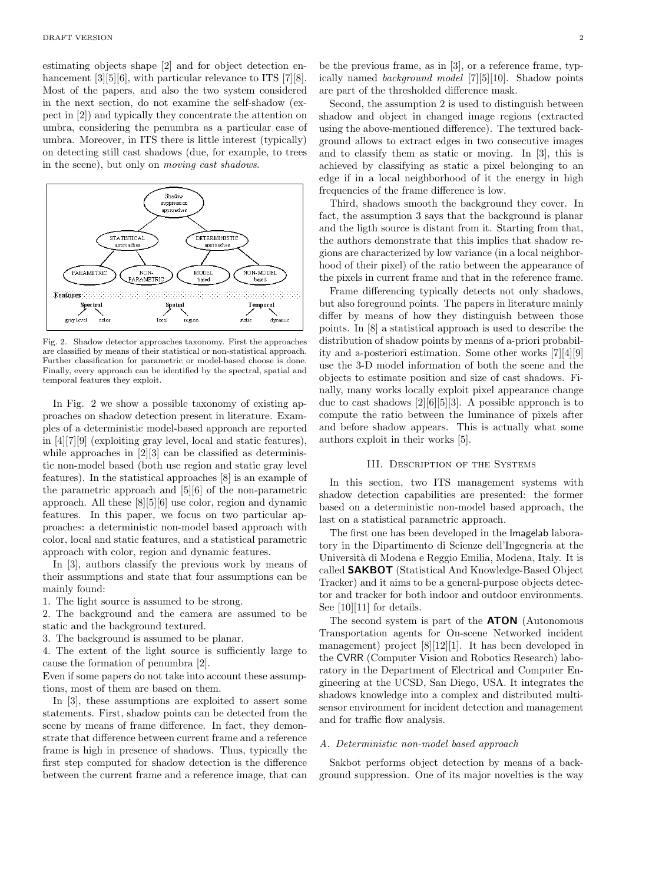estimating objects shape [2] and for object detection enhancement [3][5][6], with particular relevance to ITS [7][8]. Most of the papers, and also the two system considered in the next section, do not examine the self-shadow (expect in [2]) and typically they concentrate the attention on umbra, considering the penumbra as a particular case of umbra. Moreover, in ITS there is little interest (typically) on detecting still cast shadows (due, for example, to trees in the scene), but only on *moving cast shadows*.

Fig. 2. Shadow detector approaches taxonomy. First the approaches are classified by means of their statistical or non-statistical approach. Further classification for parametric or model-based choose is done. Finally, every approach can be identified by the spectral, spatial and temporal features they exploit.

In Fig. 2 we show a possible taxonomy of existing approaches on shadow detection present in literature. Examples of a deterministic model-based approach are reported in [4][7][9] (exploiting gray level, local and static features), while approaches in [2][3] can be classified as deterministic non-model based (both use region and static gray level features). In the statistical approaches [8] is an example of the parametric approach and [5][6] of the non-parametric approach. All these [8][5][6] use color, region and dynamic features. In this paper, we focus on two particular approaches: a deterministic non-model based approach with color, local and static features, and a statistical parametric approach with color, region and dynamic features.

In [3], authors classify the previous work by means of their assumptions and state that four assumptions can be mainly found:

1. The light source is assumed to be strong.
2. The background and the camera are assumed to be static and the background textured.
3. The background is assumed to be planar.
4. The extent of the light source is sufficiently large to cause the formation of penumbra [2].

Even if some papers do not take into account these assumptions, most of them are based on them.

In [3], these assumptions are exploited to assert some statements. First, shadow points can be detected from the scene by means of frame difference. In fact, they demonstrate that difference between current frame and a reference frame is high in presence of shadows. Thus, typically the first step computed for shadow detection is the difference between the current frame and a reference image, that can be the previous frame, as in [3], or a reference frame, typically named *background model* [7][5][10]. Shadow points are part of the thresholded difference mask.

Second, the assumption 2 is used to distinguish between shadow and object in changed image regions (extracted using the above-mentioned difference). The textured background allows to extract edges in two consecutive images and to classify them as static or moving. In [3], this is achieved by classifying as static a pixel belonging to an edge if in a local neighborhood of it the energy in high frequencies of the frame difference is low.

Third, shadows smooth the background they cover. In fact, the assumption 3 says that the background is planar and the ligth source is distant from it. Starting from that, the authors demonstrate that this implies that shadow regions are characterized by low variance (in a local neighborhood of their pixel) of the ratio between the appearance of the pixels in current frame and that in the reference frame.

Frame differencing typically detects not only shadows, but also foreground points. The papers in literature mainly differ by means of how they distinguish between those points. In [8] a statistical approach is used to describe the distribution of shadow points by means of a-priori probability and a-posteriori estimation. Some other works [7][4][9] use the 3-D model information of both the scene and the objects to estimate position and size of cast shadows. Finally, many works locally exploit pixel appearance change due to cast shadows [2][6][5][3]. A possible approach is to compute the ratio between the luminance of pixels after and before shadow appears. This is actually what some authors exploit in their works [5].

## III. Description of the Systems

In this section, two ITS management systems with shadow detection capabilities are presented: the former based on a deterministic non-model based approach, the last on a statistical parametric approach.

The first one has been developed in the Imagelab laboratory in the Dipartimento di Scienze dell'Ingegneria at the Università di Modena e Reggio Emilia, Modena, Italy. It is called **SAKBOT** (Statistical And Knowledge-Based Object Tracker) and it aims to be a general-purpose objects detector and tracker for both indoor and outdoor environments. See [10][11] for details.

The second system is part of the **ATON** (Autonomous Transportation agents for On-scene Networked incident management) project [8][12][1]. It has been developed in the CVRR (Computer Vision and Robotics Research) laboratory in the Department of Electrical and Computer Engineering at the UCSD, San Diego, USA. It integrates the shadows knowledge into a complex and distributed multisensor environment for incident detection and management and for traffic flow analysis.

### A. Deterministic non-model based approach

Sakbot performs object detection by means of a background suppression. One of its major novelties is the way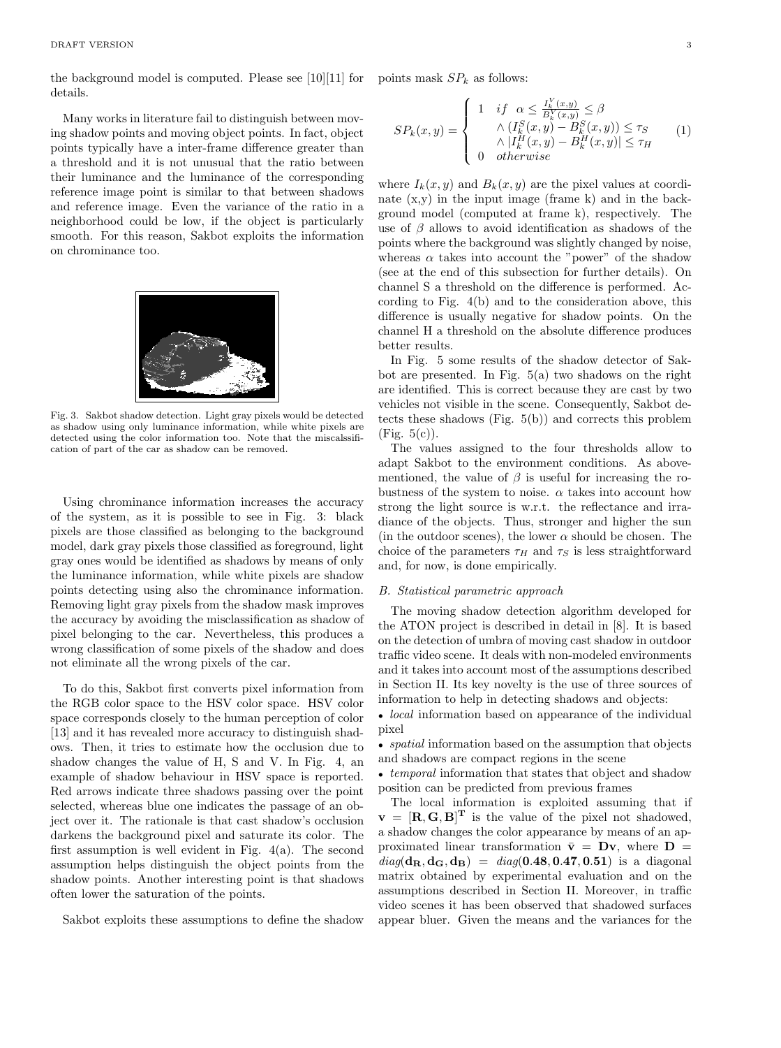the background model is computed. Please see [10][11] for details.

Many works in literature fail to distinguish between moving shadow points and moving object points. In fact, object points typically have a inter-frame difference greater than a threshold and it is not unusual that the ratio between their luminance and the luminance of the corresponding reference image point is similar to that between shadows and reference image. Even the variance of the ratio in a neighborhood could be low, if the object is particularly smooth. For this reason, Sakbot exploits the information on chrominance too.

Fig. 3. Sakbot shadow detection. Light gray pixels would be detected as shadow using only luminance information, while white pixels are detected using the color information too. Note that the miscalssification of part of the car as shadow can be removed.

Using chrominance information increases the accuracy of the system, as it is possible to see in Fig. 3: black pixels are those classified as belonging to the background model, dark gray pixels those classified as foreground, light gray ones would be identified as shadows by means of only the luminance information, while white pixels are shadow points detecting using also the chrominance information. Removing light gray pixels from the shadow mask improves the accuracy by avoiding the misclassification as shadow of pixel belonging to the car. Nevertheless, this produces a wrong classification of some pixels of the shadow and does not eliminate all the wrong pixels of the car.

To do this, Sakbot first converts pixel information from the RGB color space to the HSV color space. HSV color space corresponds closely to the human perception of color [13] and it has revealed more accuracy to distinguish shadows. Then, it tries to estimate how the occlusion due to shadow changes the value of H, S and V. In Fig. 4, an example of shadow behaviour in HSV space is reported. Red arrows indicate three shadows passing over the point selected, whereas blue one indicates the passage of an object over it. The rationale is that cast shadow's occlusion darkens the background pixel and saturate its color. The first assumption is well evident in Fig. 4(a). The second assumption helps distinguish the object points from the shadow points. Another interesting point is that shadows often lower the saturation of the points.

Sakbot exploits these assumptions to define the shadow points mask $SP_k$ as follows:

$$SP_k(x,y) = \begin{cases} 1 & if \;\; \alpha \leq \frac{I_k^V(x,y)}{B_k^V(x,y)} \leq \beta \\ & \wedge \, (I_k^S(x,y) - B_k^S(x,y)) \leq \tau_S \\ & \wedge \, |I_k^H(x,y) - B_k^H(x,y)| \leq \tau_H \\ 0 & otherwise \end{cases} \quad (1)$$

where $I_k(x,y)$ and $B_k(x,y)$ are the pixel values at coordinate (x,y) in the input image (frame k) and in the background model (computed at frame k), respectively. The use of $\beta$ allows to avoid identification as shadows of the points where the background was slightly changed by noise, whereas $\alpha$ takes into account the "power" of the shadow (see at the end of this subsection for further details). On channel S a threshold on the difference is performed. According to Fig. 4(b) and to the consideration above, this difference is usually negative for shadow points. On the channel H a threshold on the absolute difference produces better results.

In Fig. 5 some results of the shadow detector of Sakbot are presented. In Fig. 5(a) two shadows on the right are identified. This is correct because they are cast by two vehicles not visible in the scene. Consequently, Sakbot detects these shadows (Fig. 5(b)) and corrects this problem (Fig. 5(c)).

The values assigned to the four thresholds allow to adapt Sakbot to the environment conditions. As abovementioned, the value of $\beta$ is useful for increasing the robustness of the system to noise. $\alpha$ takes into account how strong the light source is w.r.t. the reflectance and irradiance of the objects. Thus, stronger and higher the sun (in the outdoor scenes), the lower $\alpha$ should be chosen. The choice of the parameters $\tau_H$ and $\tau_S$ is less straightforward and, for now, is done empirically.

### B. Statistical parametric approach

The moving shadow detection algorithm developed for the ATON project is described in detail in [8]. It is based on the detection of umbra of moving cast shadow in outdoor traffic video scene. It deals with non-modeled environments and it takes into account most of the assumptions described in Section II. Its key novelty is the use of three sources of information to help in detecting shadows and objects:

- *local* information based on appearance of the individual pixel
- *spatial* information based on the assumption that objects and shadows are compact regions in the scene
- *temporal* information that states that object and shadow position can be predicted from previous frames

The local information is exploited assuming that if $\mathbf{v} = [\mathbf{R}, \mathbf{G}, \mathbf{B}]^\mathbf{T}$ is the value of the pixel not shadowed, a shadow changes the color appearance by means of an approximated linear transformation $\bar{\mathbf{v}} = \mathbf{D}\mathbf{v}$, where $\mathbf{D} = diag(\mathbf{d_R}, \mathbf{d_G}, \mathbf{d_B}) = diag(\mathbf{0.48}, \mathbf{0.47}, \mathbf{0.51})$ is a diagonal matrix obtained by experimental evaluation and on the assumptions described in Section II. Moreover, in traffic video scenes it has been observed that shadowed surfaces appear bluer. Given the means and the variances for the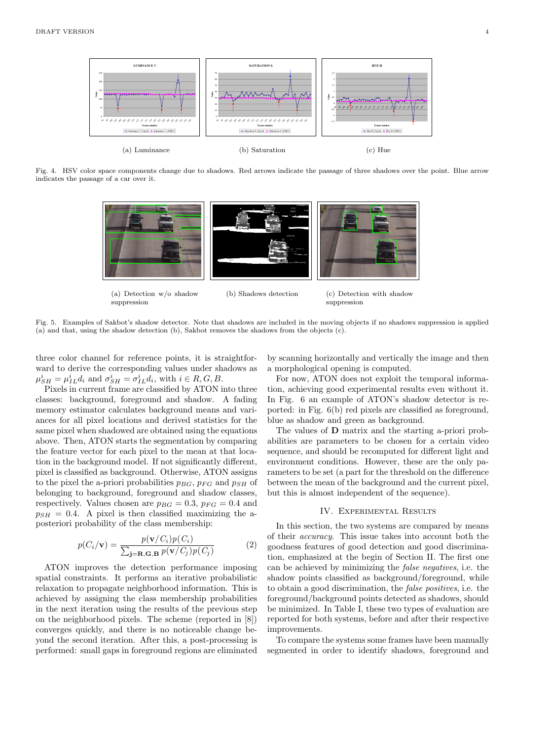(a) Luminance (b) Saturation (c) Hue

Fig. 4. HSV color space components change due to shadows. Red arrows indicate the passage of three shadows over the point. Blue arrow indicates the passage of a car over it.

(a) Detection w/o shadow suppression (b) Shadows detection (c) Detection with shadow suppression

Fig. 5. Examples of Sakbot's shadow detector. Note that shadows are included in the moving objects if no shadows suppression is applied (a) and that, using the shadow detection (b), Sakbot removes the shadows from the objects (c).

three color channel for reference points, it is straightforward to derive the corresponding values under shadows as $\mu_{SH}^{i} = \mu_{IL}^{i} d_i$ and $\sigma_{SH}^{i} = \sigma_{IL}^{i} d_i$, with $i \in R, G, B$.

Pixels in current frame are classified by ATON into three classes: background, foreground and shadow. A fading memory estimator calculates background means and variances for all pixel locations and derived statistics for the same pixel when shadowed are obtained using the equations above. Then, ATON starts the segmentation by comparing the feature vector for each pixel to the mean at that location in the background model. If not significantly different, pixel is classified as background. Otherwise, ATON assigns to the pixel the a-priori probabilities $p_{BG}$, $p_{FG}$ and $p_{SH}$ of belonging to background, foreground and shadow classes, respectively. Values chosen are $p_{BG} = 0.3$, $p_{FG} = 0.4$ and $p_{SH} = 0.4$. A pixel is then classified maximizing the a-posteriori probability of the class membership:

$$p(C_i/\mathbf{v}) = \frac{p(\mathbf{v}/C_i)p(C_i)}{\sum_{\mathbf{j}=\mathbf{R},\mathbf{G},\mathbf{B}} p(\mathbf{v}/C_j)p(C_j)} \tag{2}$$

ATON improves the detection performance imposing spatial constraints. It performs an iterative probabilistic relaxation to propagate neighborhood information. This is achieved by assigning the class membership probabilities in the next iteration using the results of the previous step on the neighborhood pixels. The scheme (reported in [8]) converges quickly, and there is no noticeable change beyond the second iteration. After this, a post-processing is performed: small gaps in foreground regions are eliminated by scanning horizontally and vertically the image and then a morphological opening is computed.

For now, ATON does not exploit the temporal information, achieving good experimental results even without it. In Fig. 6 an example of ATON's shadow detector is reported: in Fig. 6(b) red pixels are classified as foreground, blue as shadow and green as background.

The values of $\mathbf{D}$ matrix and the starting a-priori probabilities are parameters to be chosen for a certain video sequence, and should be recomputed for different light and environment conditions. However, these are the only parameters to be set (a part for the threshold on the difference between the mean of the background and the current pixel, but this is almost independent of the sequence).

## IV. Experimental Results

In this section, the two systems are compared by means of their *accuracy*. This issue takes into account both the goodness features of good detection and good discrimination, emphasized at the begin of Section II. The first one can be achieved by minimizing the *false negatives*, i.e. the shadow points classified as background/foreground, while to obtain a good discrimination, the *false positives*, i.e. the foreground/background points detected as shadows, should be minimized. In Table I, these two types of evaluation are reported for both systems, before and after their respective improvements.

To compare the systems some frames have been manually segmented in order to identify shadows, foreground and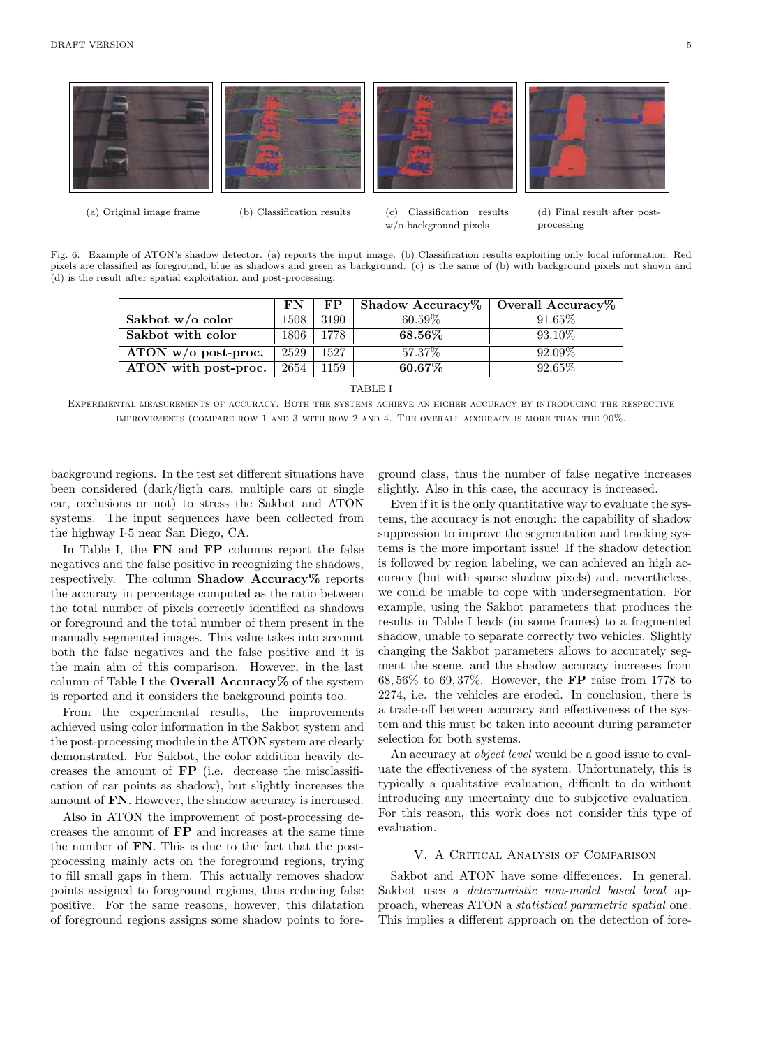(a) Original image frame

(b) Classification results

(c) Classification results w/o background pixels

(d) Final result after post-processing

Fig. 6. Example of ATON's shadow detector. (a) reports the input image. (b) Classification results exploiting only local information. Red pixels are classified as foreground, blue as shadows and green as background. (c) is the same of (b) with background pixels not shown and (d) is the result after spatial exploitation and post-processing.

| | FN | FP | Shadow Accuracy% | Overall Accuracy% |
|---|---|---|---|---|
| **Sakbot w/o color** | 1508 | 3190 | 60.59% | 91.65% |
| **Sakbot with color** | 1806 | 1778 | **68.56%** | 93.10% |
| **ATON w/o post-proc.** | 2529 | 1527 | 57.37% | 92.09% |
| **ATON with post-proc.** | 2654 | 1159 | **60.67%** | 92.65% |

TABLE I

Experimental measurements of accuracy. Both the systems achieve an higher accuracy by introducing the respective improvements (compare row 1 and 3 with row 2 and 4. The overall accuracy is more than the 90%.

background regions. In the test set different situations have been considered (dark/ligth cars, multiple cars or single car, occlusions or not) to stress the Sakbot and ATON systems. The input sequences have been collected from the highway I-5 near San Diego, CA.

In Table I, the **FN** and **FP** columns report the false negatives and the false positive in recognizing the shadows, respectively. The column **Shadow Accuracy%** reports the accuracy in percentage computed as the ratio between the total number of pixels correctly identified as shadows or foreground and the total number of them present in the manually segmented images. This value takes into account both the false negatives and the false positive and it is the main aim of this comparison. However, in the last column of Table I the **Overall Accuracy%** of the system is reported and it considers the background points too.

From the experimental results, the improvements achieved using color information in the Sakbot system and the post-processing module in the ATON system are clearly demonstrated. For Sakbot, the color addition heavily decreases the amount of **FP** (i.e. decrease the misclassification of car points as shadow), but slightly increases the amount of **FN**. However, the shadow accuracy is increased.

Also in ATON the improvement of post-processing decreases the amount of **FP** and increases at the same time the number of **FN**. This is due to the fact that the post-processing mainly acts on the foreground regions, trying to fill small gaps in them. This actually removes shadow points assigned to foreground regions, thus reducing false positive. For the same reasons, however, this dilatation of foreground regions assigns some shadow points to foreground class, thus the number of false negative increases slightly. Also in this case, the accuracy is increased.

Even if it is the only quantitative way to evaluate the systems, the accuracy is not enough: the capability of shadow suppression to improve the segmentation and tracking systems is the more important issue! If the shadow detection is followed by region labeling, we can achieved an high accuracy (but with sparse shadow pixels) and, nevertheless, we could be unable to cope with undersegmentation. For example, using the Sakbot parameters that produces the results in Table I leads (in some frames) to a fragmented shadow, unable to separate correctly two vehicles. Slightly changing the Sakbot parameters allows to accurately segment the scene, and the shadow accuracy increases from 68,56% to 69,37%. However, the **FP** raise from 1778 to 2274, i.e. the vehicles are eroded. In conclusion, there is a trade-off between accuracy and effectiveness of the system and this must be taken into account during parameter selection for both systems.

An accuracy at *object level* would be a good issue to evaluate the effectiveness of the system. Unfortunately, this is typically a qualitative evaluation, difficult to do without introducing any uncertainty due to subjective evaluation. For this reason, this work does not consider this type of evaluation.

## V. A Critical Analysis of Comparison

Sakbot and ATON have some differences. In general, Sakbot uses a *deterministic non-model based local* approach, whereas ATON a *statistical parametric spatial* one. This implies a different approach on the detection of fore-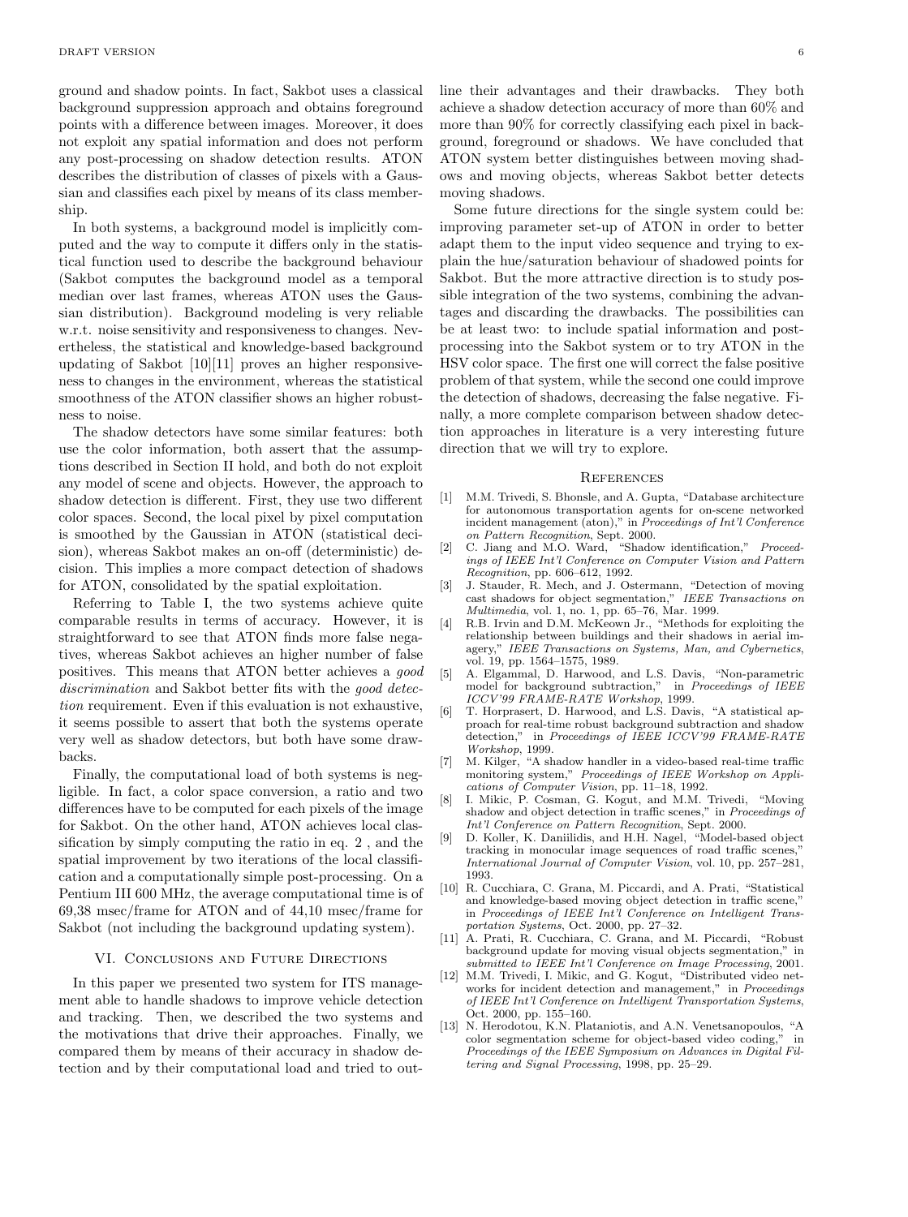ground and shadow points. In fact, Sakbot uses a classical background suppression approach and obtains foreground points with a difference between images. Moreover, it does not exploit any spatial information and does not perform any post-processing on shadow detection results. ATON describes the distribution of classes of pixels with a Gaussian and classifies each pixel by means of its class membership.

In both systems, a background model is implicitly computed and the way to compute it differs only in the statistical function used to describe the background behaviour (Sakbot computes the background model as a temporal median over last frames, whereas ATON uses the Gaussian distribution). Background modeling is very reliable w.r.t. noise sensitivity and responsiveness to changes. Nevertheless, the statistical and knowledge-based background updating of Sakbot [10][11] proves an higher responsiveness to changes in the environment, whereas the statistical smoothness of the ATON classifier shows an higher robustness to noise.

The shadow detectors have some similar features: both use the color information, both assert that the assumptions described in Section II hold, and both do not exploit any model of scene and objects. However, the approach to shadow detection is different. First, they use two different color spaces. Second, the local pixel by pixel computation is smoothed by the Gaussian in ATON (statistical decision), whereas Sakbot makes an on-off (deterministic) decision. This implies a more compact detection of shadows for ATON, consolidated by the spatial exploitation.

Referring to Table I, the two systems achieve quite comparable results in terms of accuracy. However, it is straightforward to see that ATON finds more false negatives, whereas Sakbot achieves an higher number of false positives. This means that ATON better achieves a *good discrimination* and Sakbot better fits with the *good detection* requirement. Even if this evaluation is not exhaustive, it seems possible to assert that both the systems operate very well as shadow detectors, but both have some drawbacks.

Finally, the computational load of both systems is negligible. In fact, a color space conversion, a ratio and two differences have to be computed for each pixels of the image for Sakbot. On the other hand, ATON achieves local classification by simply computing the ratio in eq. 2 , and the spatial improvement by two iterations of the local classification and a computationally simple post-processing. On a Pentium III 600 MHz, the average computational time is of 69,38 msec/frame for ATON and of 44,10 msec/frame for Sakbot (not including the background updating system).

## VI. Conclusions and Future Directions

In this paper we presented two system for ITS management able to handle shadows to improve vehicle detection and tracking. Then, we described the two systems and the motivations that drive their approaches. Finally, we compared them by means of their accuracy in shadow detection and by their computational load and tried to outline their advantages and their drawbacks. They both achieve a shadow detection accuracy of more than 60% and more than 90% for correctly classifying each pixel in background, foreground or shadows. We have concluded that ATON system better distinguishes between moving shadows and moving objects, whereas Sakbot better detects moving shadows.

Some future directions for the single system could be: improving parameter set-up of ATON in order to better adapt them to the input video sequence and trying to explain the hue/saturation behaviour of shadowed points for Sakbot. But the more attractive direction is to study possible integration of the two systems, combining the advantages and discarding the drawbacks. The possibilities can be at least two: to include spatial information and post-processing into the Sakbot system or to try ATON in the HSV color space. The first one will correct the false positive problem of that system, while the second one could improve the detection of shadows, decreasing the false negative. Finally, a more complete comparison between shadow detection approaches in literature is a very interesting future direction that we will try to explore.

## References

[1] M.M. Trivedi, S. Bhonsle, and A. Gupta, "Database architecture for autonomous transportation agents for on-scene networked incident management (aton)," in *Proceedings of Int'l Conference on Pattern Recognition*, Sept. 2000.

[2] C. Jiang and M.O. Ward, "Shadow identification," *Proceedings of IEEE Int'l Conference on Computer Vision and Pattern Recognition*, pp. 606–612, 1992.

[3] J. Stauder, R. Mech, and J. Ostermann, "Detection of moving cast shadows for object segmentation," *IEEE Transactions on Multimedia*, vol. 1, no. 1, pp. 65–76, Mar. 1999.

[4] R.B. Irvin and D.M. McKeown Jr., "Methods for exploiting the relationship between buildings and their shadows in aerial imagery," *IEEE Transactions on Systems, Man, and Cybernetics*, vol. 19, pp. 1564–1575, 1989.

[5] A. Elgammal, D. Harwood, and L.S. Davis, "Non-parametric model for background subtraction," in *Proceedings of IEEE ICCV'99 FRAME-RATE Workshop*, 1999.

[6] T. Horprasert, D. Harwood, and L.S. Davis, "A statistical approach for real-time robust background subtraction and shadow detection," in *Proceedings of IEEE ICCV'99 FRAME-RATE Workshop*, 1999.

[7] M. Kilger, "A shadow handler in a video-based real-time traffic monitoring system," *Proceedings of IEEE Workshop on Applications of Computer Vision*, pp. 11–18, 1992.

[8] I. Mikic, P. Cosman, G. Kogut, and M.M. Trivedi, "Moving shadow and object detection in traffic scenes," in *Proceedings of Int'l Conference on Pattern Recognition*, Sept. 2000.

[9] D. Koller, K. Daniilidis, and H.H. Nagel, "Model-based object tracking in monocular image sequences of road traffic scenes," *International Journal of Computer Vision*, vol. 10, pp. 257–281, 1993.

[10] R. Cucchiara, C. Grana, M. Piccardi, and A. Prati, "Statistical and knowledge-based moving object detection in traffic scene," in *Proceedings of IEEE Int'l Conference on Intelligent Transportation Systems*, Oct. 2000, pp. 27–32.

[11] A. Prati, R. Cucchiara, C. Grana, and M. Piccardi, "Robust background update for moving visual objects segmentation," in *submitted to IEEE Int'l Conference on Image Processing*, 2001.

[12] M.M. Trivedi, I. Mikic, and G. Kogut, "Distributed video networks for incident detection and management," in *Proceedings of IEEE Int'l Conference on Intelligent Transportation Systems*, Oct. 2000, pp. 155–160.

[13] N. Herodotou, K.N. Plataniotis, and A.N. Venetsanopoulos, "A color segmentation scheme for object-based video coding," in *Proceedings of the IEEE Symposium on Advances in Digital Filtering and Signal Processing*, 1998, pp. 25–29.